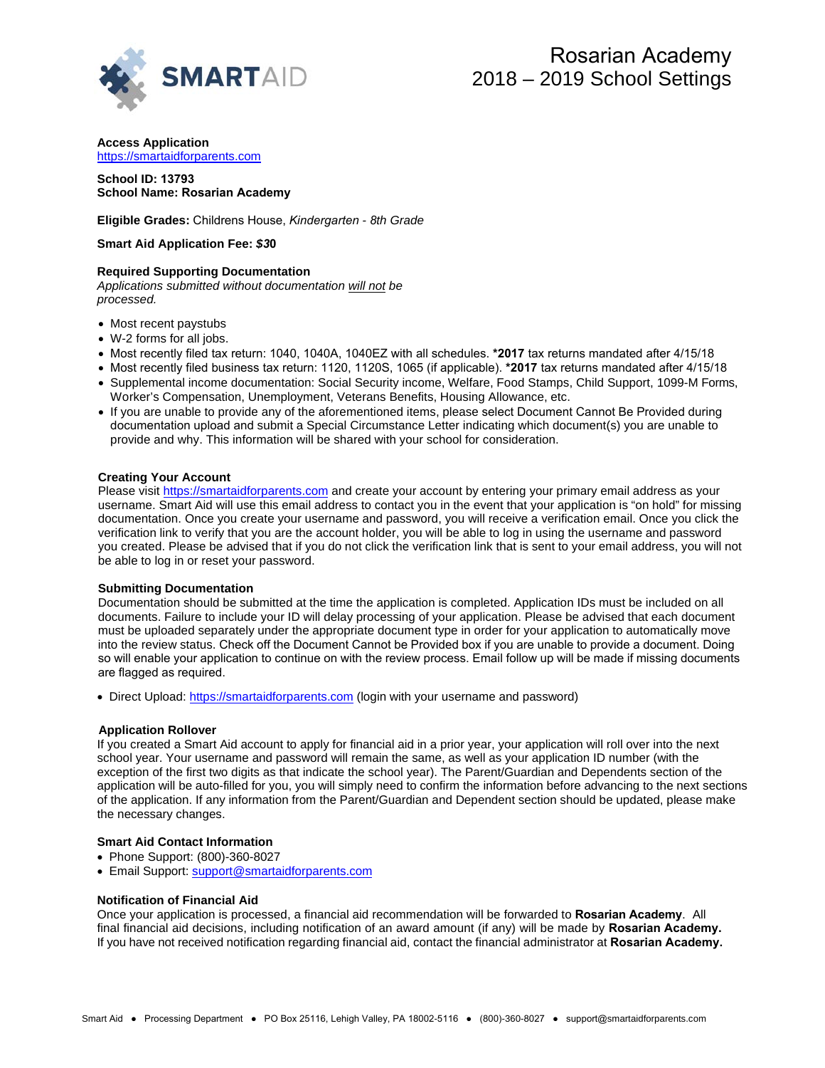# Rosarian Academy
## 2018 – 2019 School Settings

**Access Application**
https://smartaidforparents.com

**School ID: 13793**
**School Name: Rosarian Academy**

**Eligible Grades:** Childrens House, *Kindergarten - 8th Grade*

**Smart Aid Application Fee:** ***$30***

**Required Supporting Documentation**
*Applications submitted without documentation will not be processed.*

- Most recent paystubs
- W-2 forms for all jobs.
- Most recently filed tax return: 1040, 1040A, 1040EZ with all schedules. ***2017** tax returns mandated after 4/15/18
- Most recently filed business tax return: 1120, 1120S, 1065 (if applicable). ***2017** tax returns mandated after 4/15/18
- Supplemental income documentation: Social Security income, Welfare, Food Stamps, Child Support, 1099-M Forms, Worker's Compensation, Unemployment, Veterans Benefits, Housing Allowance, etc.
- If you are unable to provide any of the aforementioned items, please select Document Cannot Be Provided during documentation upload and submit a Special Circumstance Letter indicating which document(s) you are unable to provide and why. This information will be shared with your school for consideration.

**Creating Your Account**
Please visit https://smartaidforparents.com and create your account by entering your primary email address as your username. Smart Aid will use this email address to contact you in the event that your application is "on hold" for missing documentation. Once you create your username and password, you will receive a verification email. Once you click the verification link to verify that you are the account holder, you will be able to log in using the username and password you created. Please be advised that if you do not click the verification link that is sent to your email address, you will not be able to log in or reset your password.

**Submitting Documentation**
Documentation should be submitted at the time the application is completed. Application IDs must be included on all documents. Failure to include your ID will delay processing of your application. Please be advised that each document must be uploaded separately under the appropriate document type in order for your application to automatically move into the review status. Check off the Document Cannot be Provided box if you are unable to provide a document. Doing so will enable your application to continue on with the review process. Email follow up will be made if missing documents are flagged as required.

- Direct Upload: https://smartaidforparents.com (login with your username and password)

**Application Rollover**
If you created a Smart Aid account to apply for financial aid in a prior year, your application will roll over into the next school year. Your username and password will remain the same, as well as your application ID number (with the exception of the first two digits as that indicate the school year). The Parent/Guardian and Dependents section of the application will be auto-filled for you, you will simply need to confirm the information before advancing to the next sections of the application. If any information from the Parent/Guardian and Dependent section should be updated, please make the necessary changes.

**Smart Aid Contact Information**
- Phone Support: (800)-360-8027
- Email Support: support@smartaidforparents.com

**Notification of Financial Aid**
Once your application is processed, a financial aid recommendation will be forwarded to **Rosarian Academy**. All final financial aid decisions, including notification of an award amount (if any) will be made by **Rosarian Academy.** If you have not received notification regarding financial aid, contact the financial administrator at **Rosarian Academy.**

Smart Aid ● Processing Department ● PO Box 25116, Lehigh Valley, PA 18002-5116 ● (800)-360-8027 ● support@smartaidforparents.com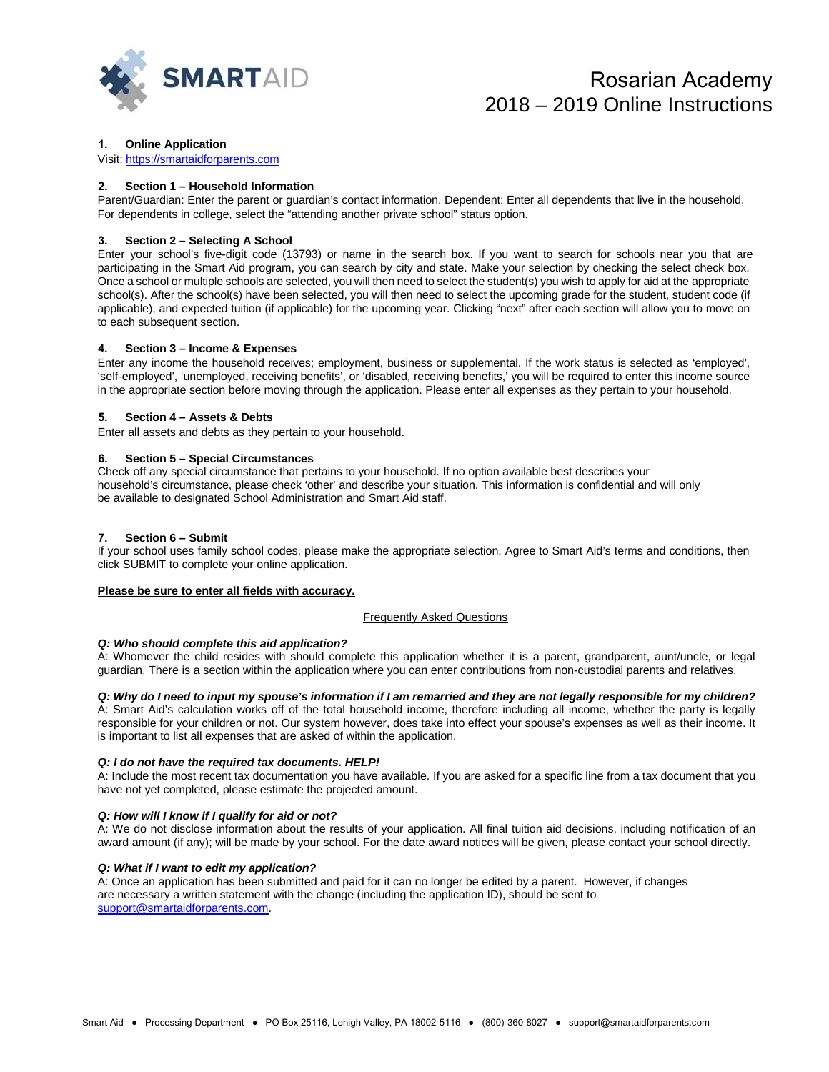# Rosarian Academy
# 2018 – 2019 Online Instructions

**1. Online Application**

Visit: https://smartaidforparents.com

**2. Section 1 – Household Information**

Parent/Guardian: Enter the parent or guardian's contact information. Dependent: Enter all dependents that live in the household. For dependents in college, select the "attending another private school" status option.

**3. Section 2 – Selecting A School**

Enter your school's five-digit code (13793) or name in the search box. If you want to search for schools near you that are participating in the Smart Aid program, you can search by city and state. Make your selection by checking the select check box. Once a school or multiple schools are selected, you will then need to select the student(s) you wish to apply for aid at the appropriate school(s). After the school(s) have been selected, you will then need to select the upcoming grade for the student, student code (if applicable), and expected tuition (if applicable) for the upcoming year. Clicking "next" after each section will allow you to move on to each subsequent section.

**4. Section 3 – Income & Expenses**

Enter any income the household receives; employment, business or supplemental. If the work status is selected as 'employed', 'self-employed', 'unemployed, receiving benefits', or 'disabled, receiving benefits,' you will be required to enter this income source in the appropriate section before moving through the application. Please enter all expenses as they pertain to your household.

**5. Section 4 – Assets & Debts**

Enter all assets and debts as they pertain to your household.

**6. Section 5 – Special Circumstances**

Check off any special circumstance that pertains to your household. If no option available best describes your household's circumstance, please check 'other' and describe your situation. This information is confidential and will only be available to designated School Administration and Smart Aid staff.

**7. Section 6 – Submit**

If your school uses family school codes, please make the appropriate selection. Agree to Smart Aid's terms and conditions, then click SUBMIT to complete your online application.

**Please be sure to enter all fields with accuracy.**

## Frequently Asked Questions

***Q: Who should complete this aid application?***

A: Whomever the child resides with should complete this application whether it is a parent, grandparent, aunt/uncle, or legal guardian. There is a section within the application where you can enter contributions from non-custodial parents and relatives.

***Q: Why do I need to input my spouse's information if I am remarried and they are not legally responsible for my children?***

A: Smart Aid's calculation works off of the total household income, therefore including all income, whether the party is legally responsible for your children or not. Our system however, does take into effect your spouse's expenses as well as their income. It is important to list all expenses that are asked of within the application.

***Q: I do not have the required tax documents. HELP!***

A: Include the most recent tax documentation you have available. If you are asked for a specific line from a tax document that you have not yet completed, please estimate the projected amount.

***Q: How will I know if I qualify for aid or not?***

A: We do not disclose information about the results of your application. All final tuition aid decisions, including notification of an award amount (if any); will be made by your school. For the date award notices will be given, please contact your school directly.

***Q: What if I want to edit my application?***

A: Once an application has been submitted and paid for it can no longer be edited by a parent. However, if changes are necessary a written statement with the change (including the application ID), should be sent to support@smartaidforparents.com.

Smart Aid ● Processing Department ● PO Box 25116, Lehigh Valley, PA 18002-5116 ● (800)-360-8027 ● support@smartaidforparents.com